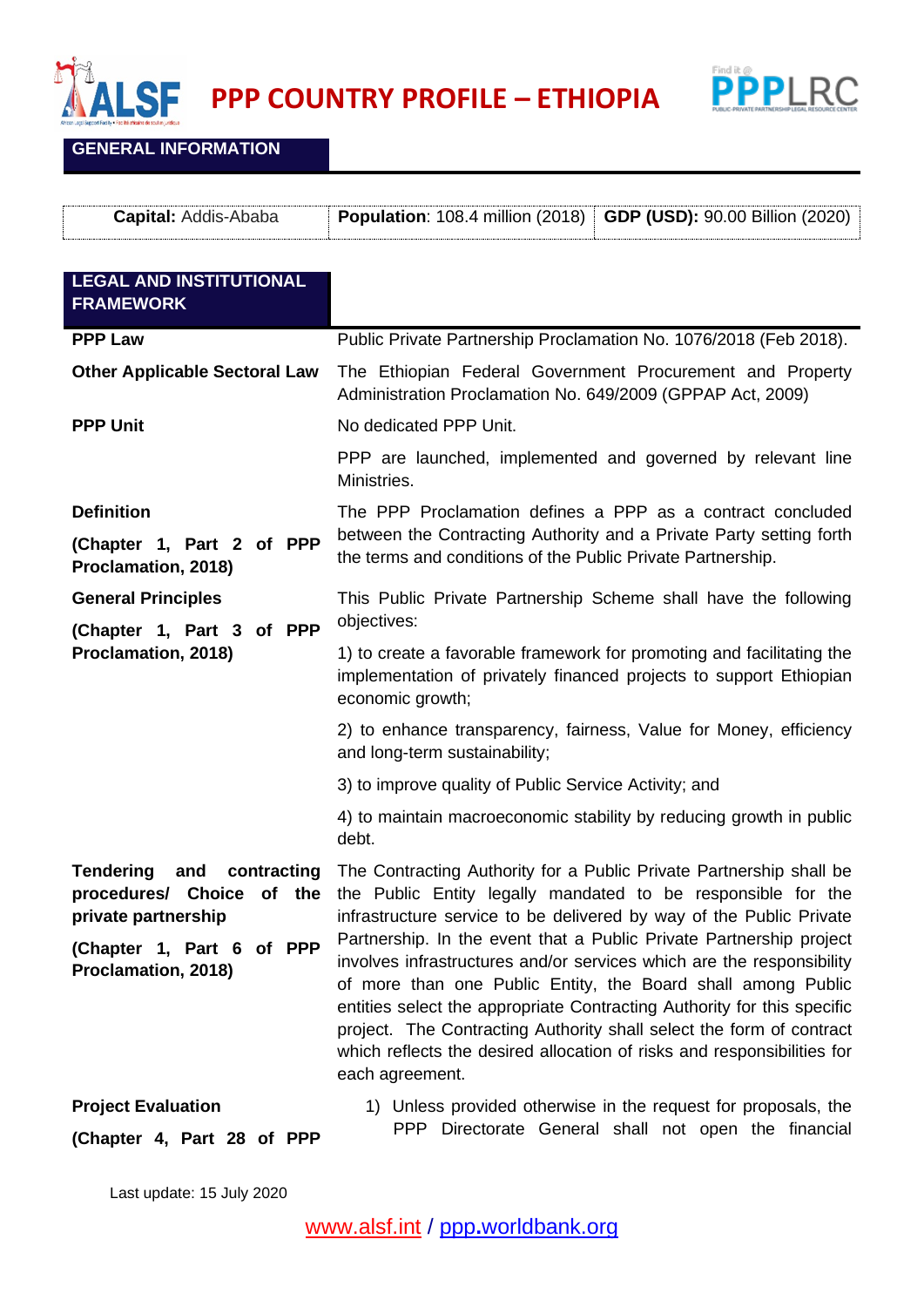# PPP COUNTRY PROFILE – ETHIOPIA

## GENERAL INFORMATION

| **Capital:** Addis-Ababa | **Population**: 108.4 million (2018) | **GDP (USD):** 90.00 Billion (2020) |
|---|---|---|

## LEGAL AND INSTITUTIONAL FRAMEWORK

| | |
|---|---|
| **PPP Law** | Public Private Partnership Proclamation No. 1076/2018 (Feb 2018). |
| **Other Applicable Sectoral Law** | The Ethiopian Federal Government Procurement and Property Administration Proclamation No. 649/2009 (GPPAP Act, 2009) |
| **PPP Unit** | No dedicated PPP Unit.<br><br>PPP are launched, implemented and governed by relevant line Ministries. |
| **Definition**<br><br>**(Chapter 1, Part 2 of PPP Proclamation, 2018)** | The PPP Proclamation defines a PPP as a contract concluded between the Contracting Authority and a Private Party setting forth the terms and conditions of the Public Private Partnership. |
| **General Principles**<br><br>**(Chapter 1, Part 3 of PPP Proclamation, 2018)** | This Public Private Partnership Scheme shall have the following objectives:<br><br>1) to create a favorable framework for promoting and facilitating the implementation of privately financed projects to support Ethiopian economic growth;<br><br>2) to enhance transparency, fairness, Value for Money, efficiency and long-term sustainability;<br><br>3) to improve quality of Public Service Activity; and<br><br>4) to maintain macroeconomic stability by reducing growth in public debt. |
| **Tendering and contracting procedures/ Choice of the private partnership**<br><br>**(Chapter 1, Part 6 of PPP Proclamation, 2018)** | The Contracting Authority for a Public Private Partnership shall be the Public Entity legally mandated to be responsible for the infrastructure service to be delivered by way of the Public Private Partnership. In the event that a Public Private Partnership project involves infrastructures and/or services which are the responsibility of more than one Public Entity, the Board shall among Public entities select the appropriate Contracting Authority for this specific project. The Contracting Authority shall select the form of contract which reflects the desired allocation of risks and responsibilities for each agreement. |
| **Project Evaluation**<br><br>**(Chapter 4, Part 28 of PPP** | 1) Unless provided otherwise in the request for proposals, the PPP Directorate General shall not open the financial |

Last update: 15 July 2020

www.alsf.int / ppp.worldbank.org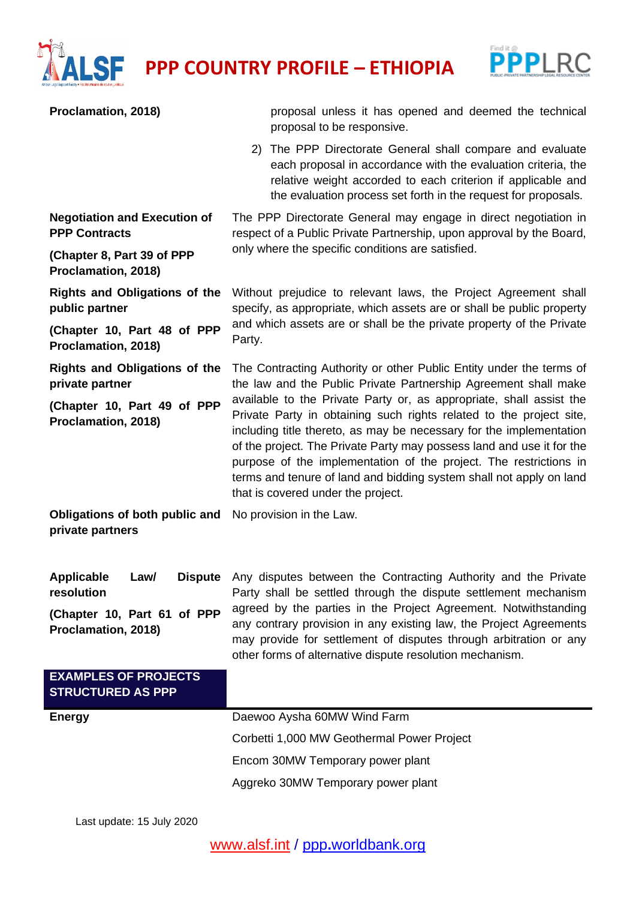| | |
|---|---|
| **Proclamation, 2018)** | proposal unless it has opened and deemed the technical proposal to be responsive.<br>2) The PPP Directorate General shall compare and evaluate each proposal in accordance with the evaluation criteria, the relative weight accorded to each criterion if applicable and the evaluation process set forth in the request for proposals. |
| **Negotiation and Execution of PPP Contracts**<br>**(Chapter 8, Part 39 of PPP Proclamation, 2018)** | The PPP Directorate General may engage in direct negotiation in respect of a Public Private Partnership, upon approval by the Board, only where the specific conditions are satisfied. |
| **Rights and Obligations of the public partner**<br>**(Chapter 10, Part 48 of PPP Proclamation, 2018)** | Without prejudice to relevant laws, the Project Agreement shall specify, as appropriate, which assets are or shall be public property and which assets are or shall be the private property of the Private Party. |
| **Rights and Obligations of the private partner**<br>**(Chapter 10, Part 49 of PPP Proclamation, 2018)** | The Contracting Authority or other Public Entity under the terms of the law and the Public Private Partnership Agreement shall make available to the Private Party or, as appropriate, shall assist the Private Party in obtaining such rights related to the project site, including title thereto, as may be necessary for the implementation of the project. The Private Party may possess land and use it for the purpose of the implementation of the project. The restrictions in terms and tenure of land and bidding system shall not apply on land that is covered under the project. |
| **Obligations of both public and private partners** | No provision in the Law. |
| **Applicable Law/ Dispute resolution**<br>**(Chapter 10, Part 61 of PPP Proclamation, 2018)** | Any disputes between the Contracting Authority and the Private Party shall be settled through the dispute settlement mechanism agreed by the parties in the Project Agreement. Notwithstanding any contrary provision in any existing law, the Project Agreements may provide for settlement of disputes through arbitration or any other forms of alternative dispute resolution mechanism. |

## EXAMPLES OF PROJECTS STRUCTURED AS PPP

| | |
|---|---|
| **Energy** | Daewoo Aysha 60MW Wind Farm<br>Corbetti 1,000 MW Geothermal Power Project<br>Encom 30MW Temporary power plant<br>Aggreko 30MW Temporary power plant |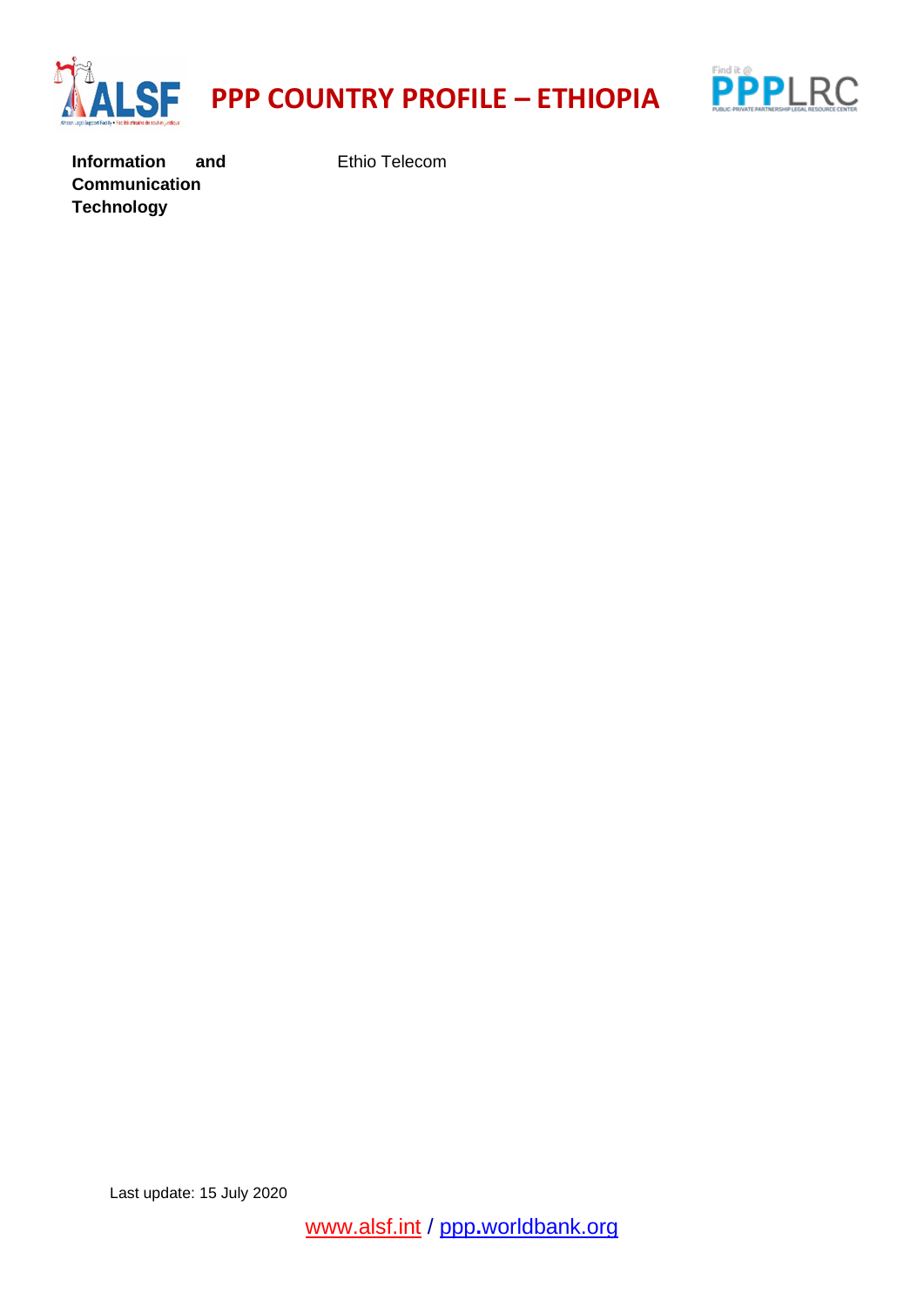| | |
|---|---|
| **Information and Communication Technology** | Ethio Telecom |

Last update: 15 July 2020

www.alsf.int / ppp.worldbank.org